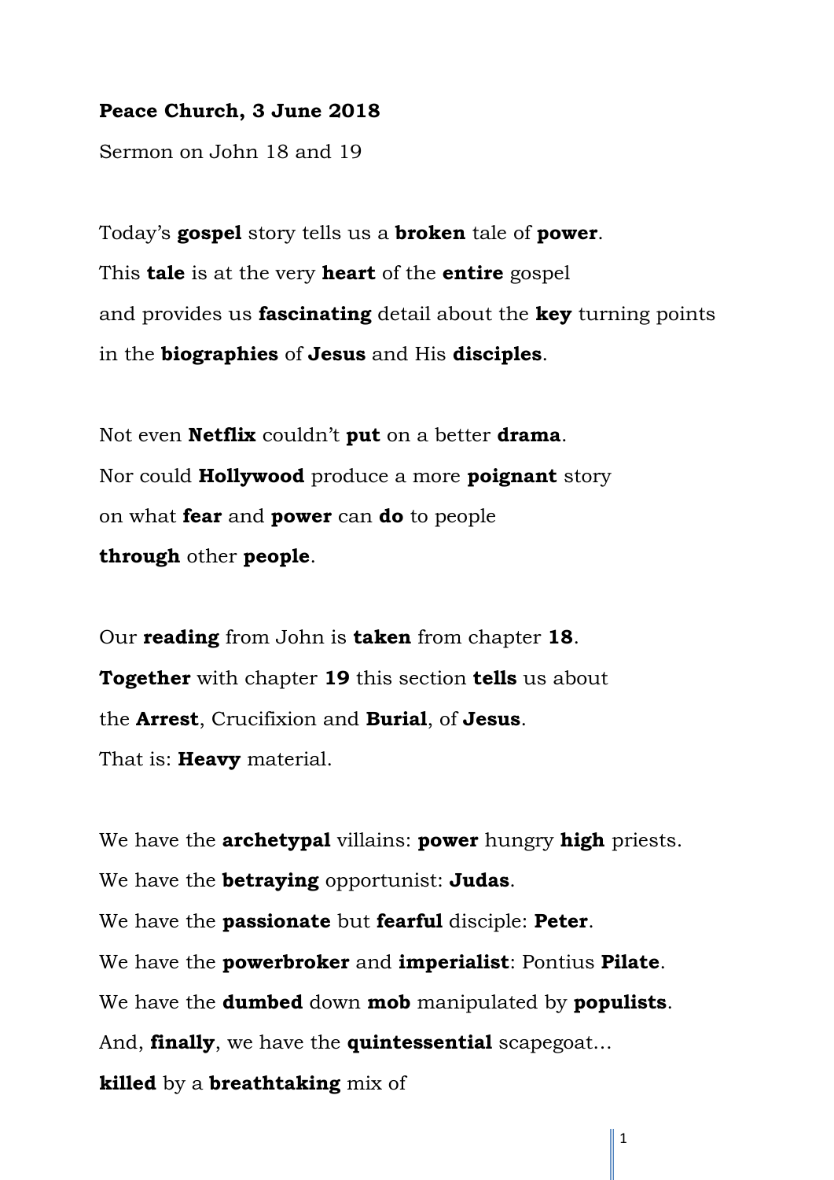**Peace Church, 3 June 2018**

Sermon on John 18 and 19

Today's **gospel** story tells us a **broken** tale of **power**.
This **tale** is at the very **heart** of the **entire** gospel
and provides us **fascinating** detail about the **key** turning points
in the **biographies** of **Jesus** and His **disciples**.

Not even **Netflix** couldn't **put** on a better **drama**.
Nor could **Hollywood** produce a more **poignant** story
on what **fear** and **power** can **do** to people
**through** other **people**.

Our **reading** from John is **taken** from chapter **18**.
**Together** with chapter **19** this section **tells** us about
the **Arrest**, Crucifixion and **Burial**, of **Jesus**.
That is: **Heavy** material.

We have the **archetypal** villains: **power** hungry **high** priests.
We have the **betraying** opportunist: **Judas**.
We have the **passionate** but **fearful** disciple: **Peter**.
We have the **powerbroker** and **imperialist**: Pontius **Pilate**.
We have the **dumbed** down **mob** manipulated by **populists**.
And, **finally**, we have the **quintessential** scapegoat…
**killed** by a **breathtaking** mix of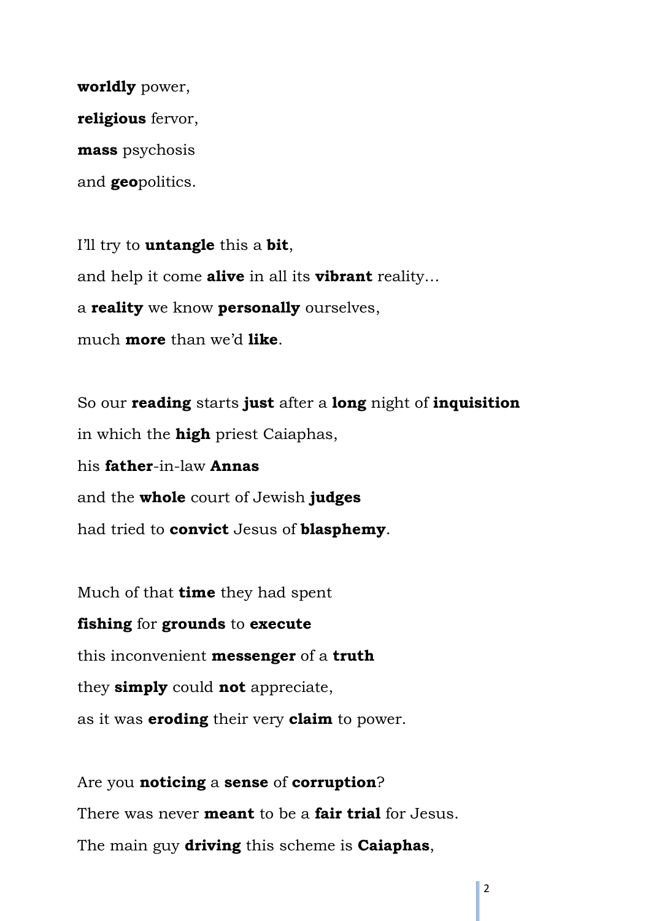**worldly** power,

**religious** fervor,

**mass** psychosis

and **geo**politics.

I'll try to **untangle** this a **bit**,

and help it come **alive** in all its **vibrant** reality…

a **reality** we know **personally** ourselves,

much **more** than we'd **like**.

So our **reading** starts **just** after a **long** night of **inquisition**

in which the **high** priest Caiaphas,

his **father**-in-law **Annas**

and the **whole** court of Jewish **judges**

had tried to **convict** Jesus of **blasphemy**.

Much of that **time** they had spent

**fishing** for **grounds** to **execute**

this inconvenient **messenger** of a **truth**

they **simply** could **not** appreciate,

as it was **eroding** their very **claim** to power.

Are you **noticing** a **sense** of **corruption**?

There was never **meant** to be a **fair trial** for Jesus.

The main guy **driving** this scheme is **Caiaphas**,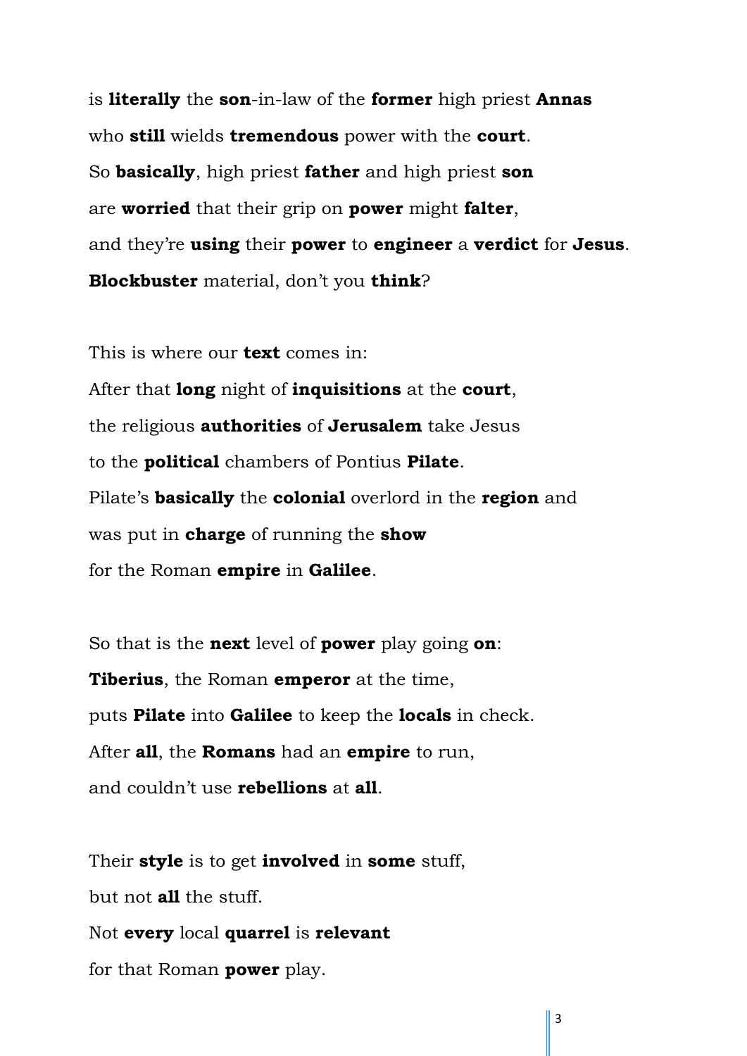is **literally** the **son**-in-law of the **former** high priest **Annas**
who **still** wields **tremendous** power with the **court**.
So **basically**, high priest **father** and high priest **son**
are **worried** that their grip on **power** might **falter**,
and they're **using** their **power** to **engineer** a **verdict** for **Jesus**.
**Blockbuster** material, don't you **think**?

This is where our **text** comes in:
After that **long** night of **inquisitions** at the **court**,
the religious **authorities** of **Jerusalem** take Jesus
to the **political** chambers of Pontius **Pilate**.
Pilate's **basically** the **colonial** overlord in the **region** and
was put in **charge** of running the **show**
for the Roman **empire** in **Galilee**.

So that is the **next** level of **power** play going **on**:
**Tiberius**, the Roman **emperor** at the time,
puts **Pilate** into **Galilee** to keep the **locals** in check.
After **all**, the **Romans** had an **empire** to run,
and couldn't use **rebellions** at **all**.

Their **style** is to get **involved** in **some** stuff,
but not **all** the stuff.
Not **every** local **quarrel** is **relevant**
for that Roman **power** play.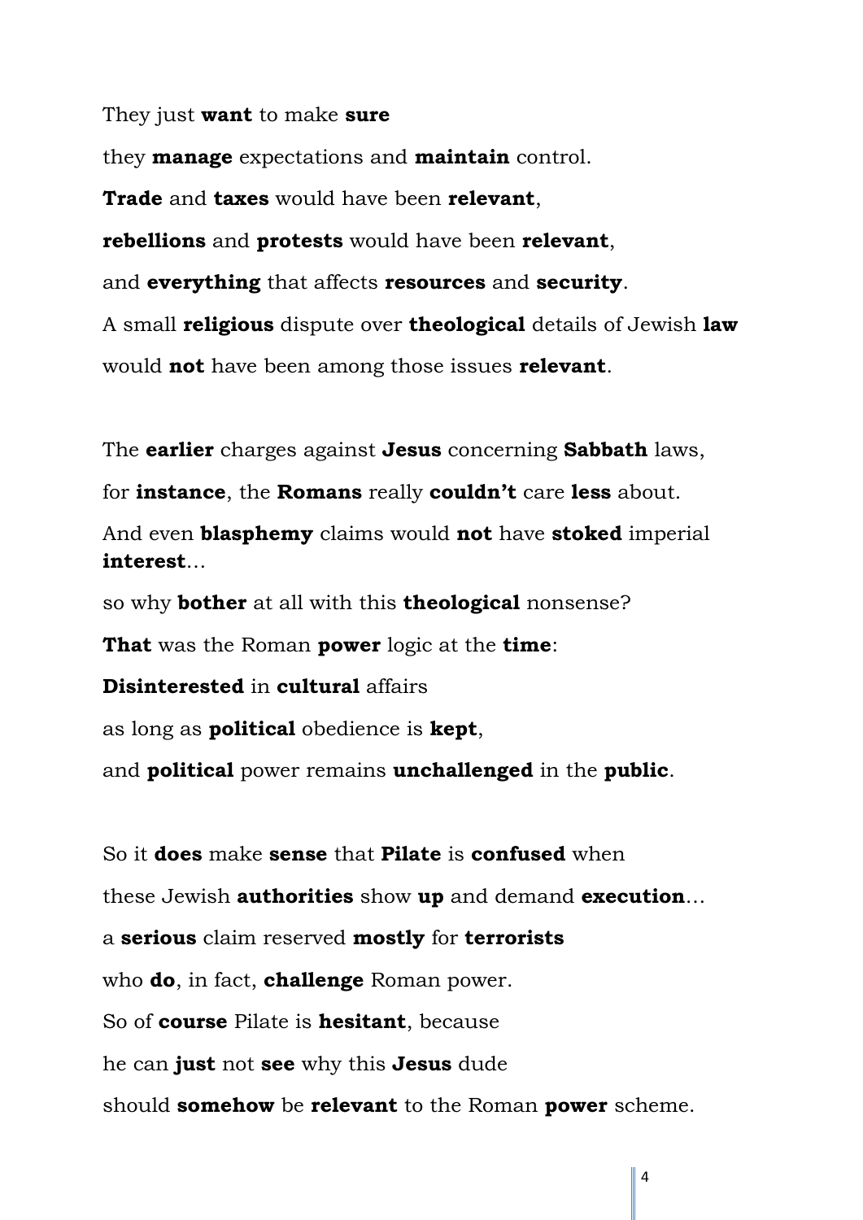They just **want** to make **sure**

they **manage** expectations and **maintain** control.

**Trade** and **taxes** would have been **relevant**,

**rebellions** and **protests** would have been **relevant**,

and **everything** that affects **resources** and **security**.

A small **religious** dispute over **theological** details of Jewish **law**

would **not** have been among those issues **relevant**.

The **earlier** charges against **Jesus** concerning **Sabbath** laws,

for **instance**, the **Romans** really **couldn't** care **less** about.

And even **blasphemy** claims would **not** have **stoked** imperial **interest**…

so why **bother** at all with this **theological** nonsense?

**That** was the Roman **power** logic at the **time**:

**Disinterested** in **cultural** affairs

as long as **political** obedience is **kept**,

and **political** power remains **unchallenged** in the **public**.

So it **does** make **sense** that **Pilate** is **confused** when

these Jewish **authorities** show **up** and demand **execution**…

a **serious** claim reserved **mostly** for **terrorists**

who **do**, in fact, **challenge** Roman power.

So of **course** Pilate is **hesitant**, because

he can **just** not **see** why this **Jesus** dude

should **somehow** be **relevant** to the Roman **power** scheme.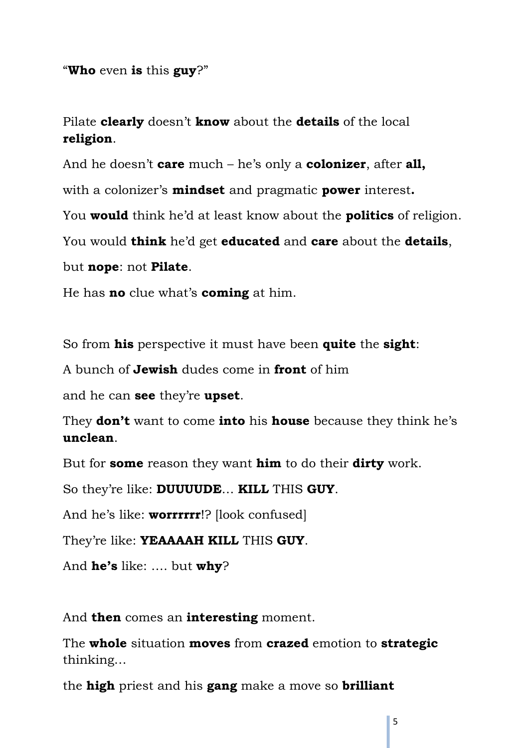"**Who** even **is** this **guy**?"

Pilate **clearly** doesn't **know** about the **details** of the local **religion**.

And he doesn't **care** much – he's only a **colonizer**, after **all,**

with a colonizer's **mindset** and pragmatic **power** interest**.**

You **would** think he'd at least know about the **politics** of religion.

You would **think** he'd get **educated** and **care** about the **details**,

but **nope**: not **Pilate**.

He has **no** clue what's **coming** at him.

So from **his** perspective it must have been **quite** the **sight**:

A bunch of **Jewish** dudes come in **front** of him

and he can **see** they're **upset**.

They **don't** want to come **into** his **house** because they think he's **unclean**.

But for **some** reason they want **him** to do their **dirty** work.

So they're like: **DUUUUDE**… **KILL** THIS **GUY**.

And he's like: **worrrrrr**!? [look confused]

They're like: **YEAAAAH KILL** THIS **GUY**.

And **he's** like: …. but **why**?

And **then** comes an **interesting** moment.

The **whole** situation **moves** from **crazed** emotion to **strategic** thinking…

the **high** priest and his **gang** make a move so **brilliant**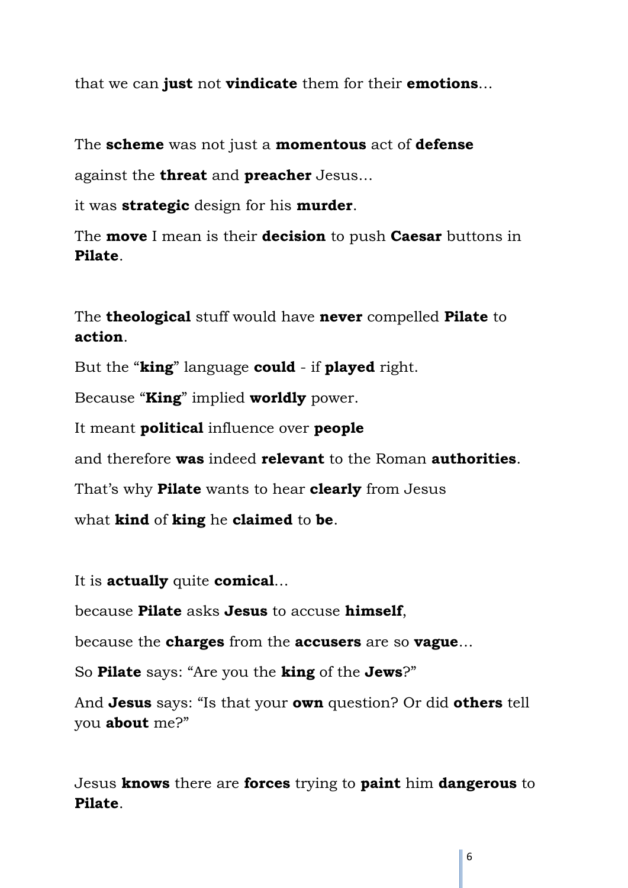that we can **just** not **vindicate** them for their **emotions**…

The **scheme** was not just a **momentous** act of **defense**

against the **threat** and **preacher** Jesus…

it was **strategic** design for his **murder**.

The **move** I mean is their **decision** to push **Caesar** buttons in **Pilate**.

The **theological** stuff would have **never** compelled **Pilate** to **action**.

But the "**king**" language **could** - if **played** right.

Because "**King**" implied **worldly** power.

It meant **political** influence over **people**

and therefore **was** indeed **relevant** to the Roman **authorities**.

That's why **Pilate** wants to hear **clearly** from Jesus

what **kind** of **king** he **claimed** to **be**.

It is **actually** quite **comical**…

because **Pilate** asks **Jesus** to accuse **himself**,

because the **charges** from the **accusers** are so **vague**…

So **Pilate** says: "Are you the **king** of the **Jews**?"

And **Jesus** says: "Is that your **own** question? Or did **others** tell you **about** me?"

Jesus **knows** there are **forces** trying to **paint** him **dangerous** to **Pilate**.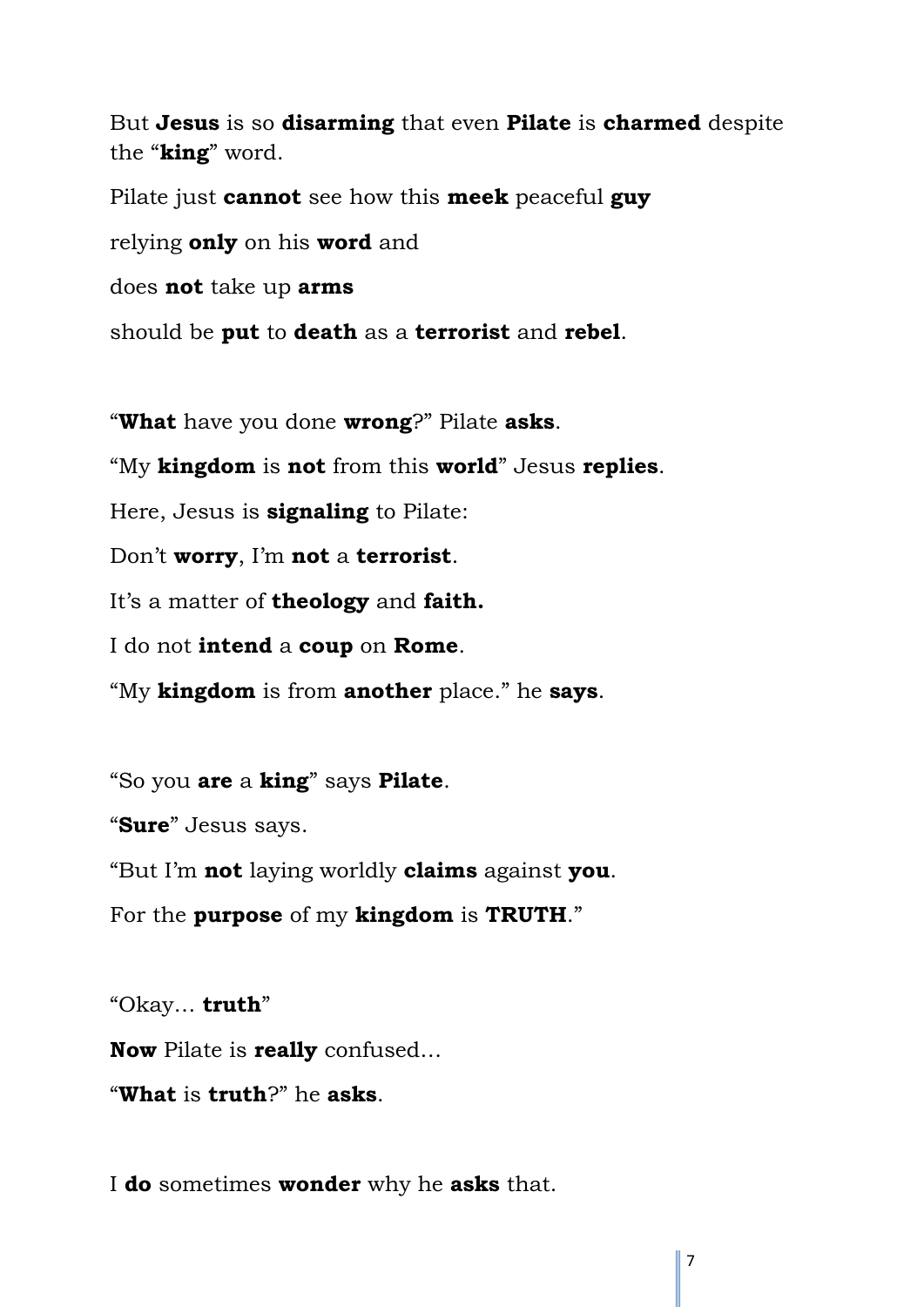But **Jesus** is so **disarming** that even **Pilate** is **charmed** despite the "**king**" word.

Pilate just **cannot** see how this **meek** peaceful **guy**

relying **only** on his **word** and

does **not** take up **arms**

should be **put** to **death** as a **terrorist** and **rebel**.

"**What** have you done **wrong**?" Pilate **asks**.

"My **kingdom** is **not** from this **world**" Jesus **replies**.

Here, Jesus is **signaling** to Pilate:

Don't **worry**, I'm **not** a **terrorist**.

It's a matter of **theology** and **faith.**

I do not **intend** a **coup** on **Rome**.

"My **kingdom** is from **another** place." he **says**.

"So you **are** a **king**" says **Pilate**.

"**Sure**" Jesus says.

"But I'm **not** laying worldly **claims** against **you**.

For the **purpose** of my **kingdom** is **TRUTH**."

"Okay… **truth**"

**Now** Pilate is **really** confused…

"**What** is **truth**?" he **asks**.

I **do** sometimes **wonder** why he **asks** that.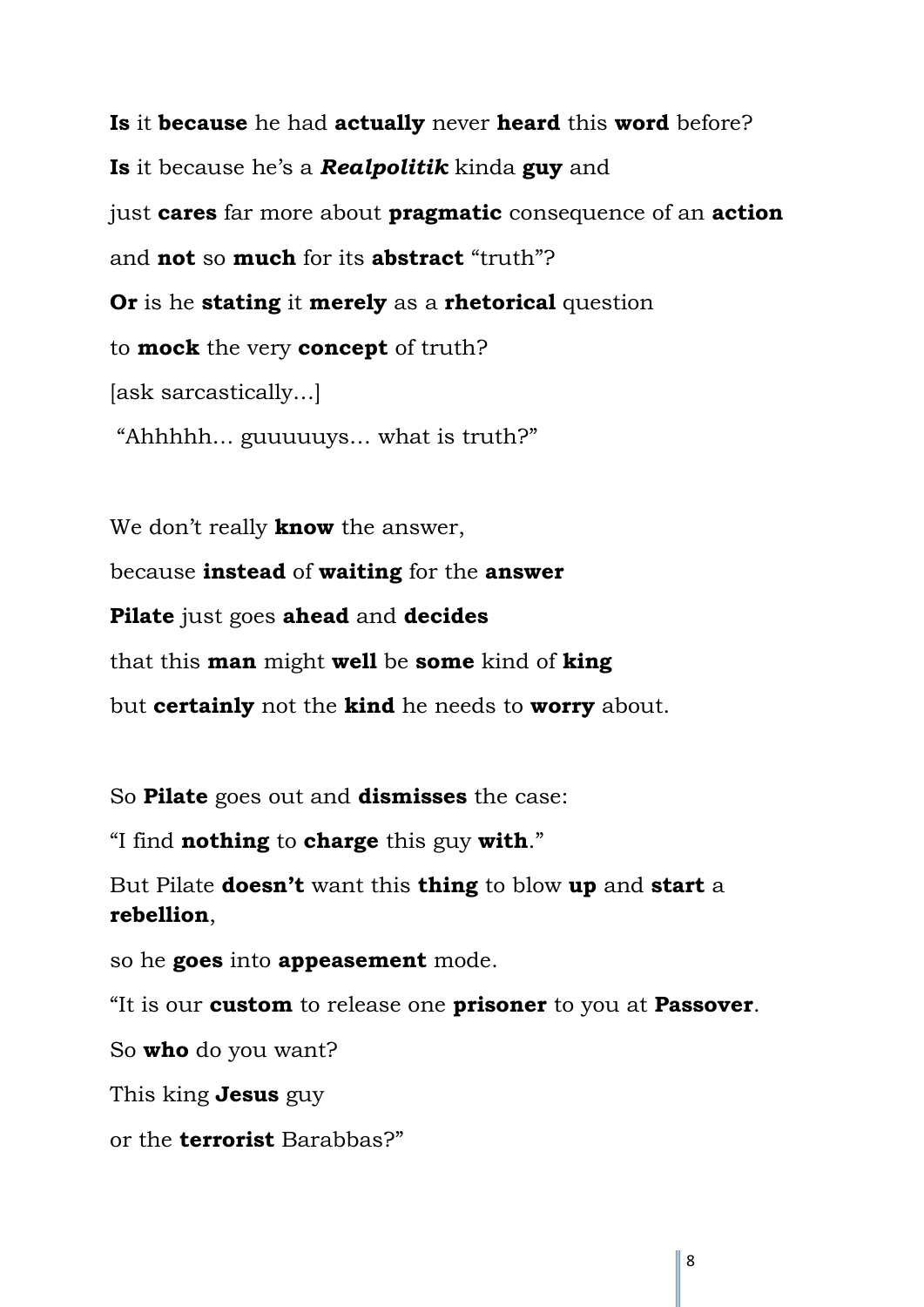**Is** it **because** he had **actually** never **heard** this **word** before?

**Is** it because he's a ***Realpolitik*** kinda **guy** and

just **cares** far more about **pragmatic** consequence of an **action**

and **not** so **much** for its **abstract** "truth"?

**Or** is he **stating** it **merely** as a **rhetorical** question

to **mock** the very **concept** of truth?

[ask sarcastically…]

"Ahhhhh… guuuuuys… what is truth?"

We don't really **know** the answer,

because **instead** of **waiting** for the **answer**

**Pilate** just goes **ahead** and **decides**

that this **man** might **well** be **some** kind of **king**

but **certainly** not the **kind** he needs to **worry** about.

So **Pilate** goes out and **dismisses** the case:

"I find **nothing** to **charge** this guy **with**."

But Pilate **doesn't** want this **thing** to blow **up** and **start** a **rebellion**,

so he **goes** into **appeasement** mode.

"It is our **custom** to release one **prisoner** to you at **Passover**.

So **who** do you want?

This king **Jesus** guy

or the **terrorist** Barabbas?"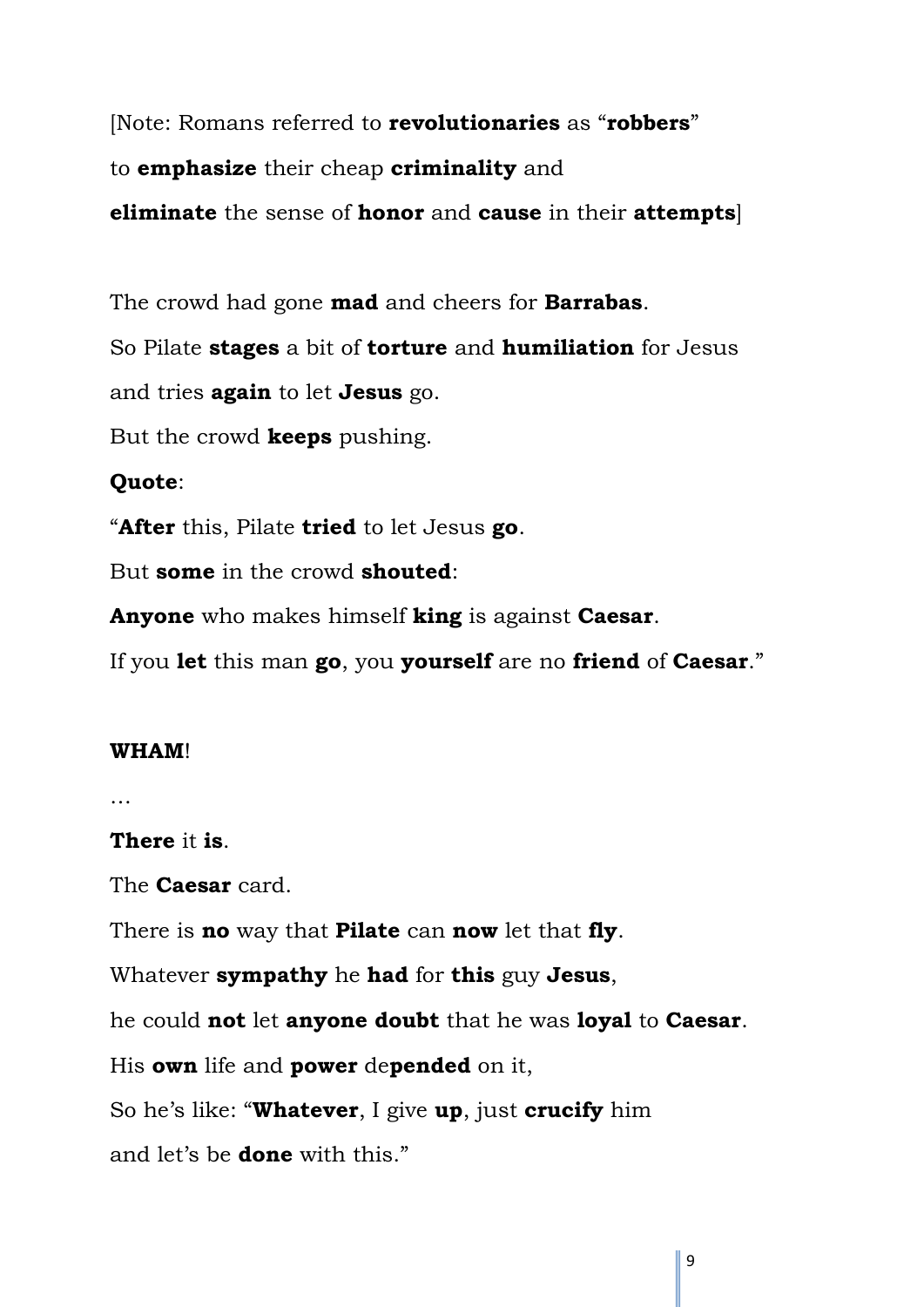[Note: Romans referred to **revolutionaries** as "**robbers**"
to **emphasize** their cheap **criminality** and
**eliminate** the sense of **honor** and **cause** in their **attempts**]

The crowd had gone **mad** and cheers for **Barrabas**.
So Pilate **stages** a bit of **torture** and **humiliation** for Jesus
and tries **again** to let **Jesus** go.
But the crowd **keeps** pushing.

**Quote**:

"**After** this, Pilate **tried** to let Jesus **go**.
But **some** in the crowd **shouted**:
**Anyone** who makes himself **king** is against **Caesar**.
If you **let** this man **go**, you **yourself** are no **friend** of **Caesar**."

**WHAM**!

…

**There** it **is**.
The **Caesar** card.
There is **no** way that **Pilate** can **now** let that **fly**.
Whatever **sympathy** he **had** for **this** guy **Jesus**,
he could **not** let **anyone doubt** that he was **loyal** to **Caesar**.
His **own** life and **power** de**pended** on it,
So he's like: "**Whatever**, I give **up**, just **crucify** him
and let's be **done** with this."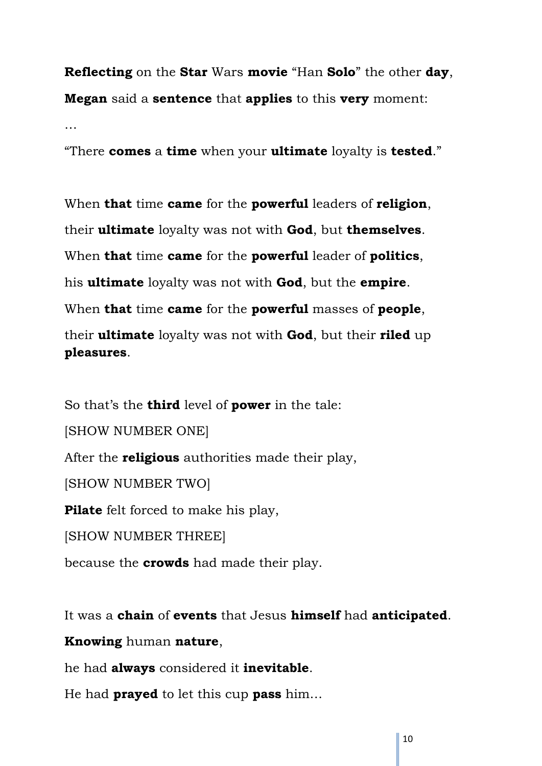**Reflecting** on the **Star** Wars **movie** "Han **Solo**" the other **day**,

**Megan** said a **sentence** that **applies** to this **very** moment:

…

"There **comes** a **time** when your **ultimate** loyalty is **tested**."

When **that** time **came** for the **powerful** leaders of **religion**,

their **ultimate** loyalty was not with **God**, but **themselves**.

When **that** time **came** for the **powerful** leader of **politics**,

his **ultimate** loyalty was not with **God**, but the **empire**.

When **that** time **came** for the **powerful** masses of **people**,

their **ultimate** loyalty was not with **God**, but their **riled** up **pleasures**.

So that's the **third** level of **power** in the tale:

[SHOW NUMBER ONE]

After the **religious** authorities made their play,

[SHOW NUMBER TWO]

**Pilate** felt forced to make his play,

[SHOW NUMBER THREE]

because the **crowds** had made their play.

It was a **chain** of **events** that Jesus **himself** had **anticipated**.

**Knowing** human **nature**,

he had **always** considered it **inevitable**.

He had **prayed** to let this cup **pass** him…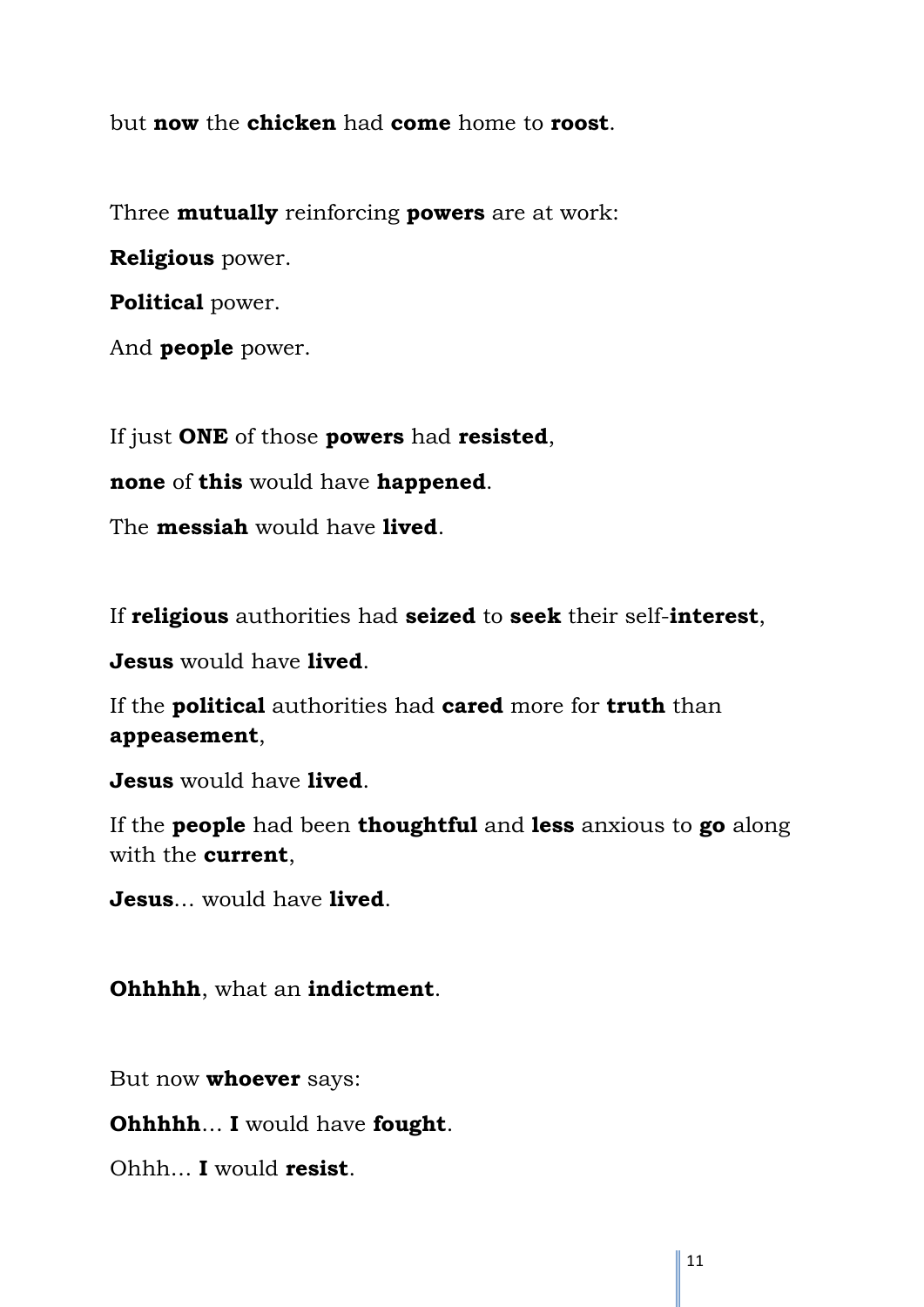but **now** the **chicken** had **come** home to **roost**.

Three **mutually** reinforcing **powers** are at work:

**Religious** power.

**Political** power.

And **people** power.

If just **ONE** of those **powers** had **resisted**,

**none** of **this** would have **happened**.

The **messiah** would have **lived**.

If **religious** authorities had **seized** to **seek** their self-**interest**,

**Jesus** would have **lived**.

If the **political** authorities had **cared** more for **truth** than **appeasement**,

**Jesus** would have **lived**.

If the **people** had been **thoughtful** and **less** anxious to **go** along with the **current**,

**Jesus**… would have **lived**.

**Ohhhhh**, what an **indictment**.

But now **whoever** says:

**Ohhhhh**… **I** would have **fought**.

Ohhh… **I** would **resist**.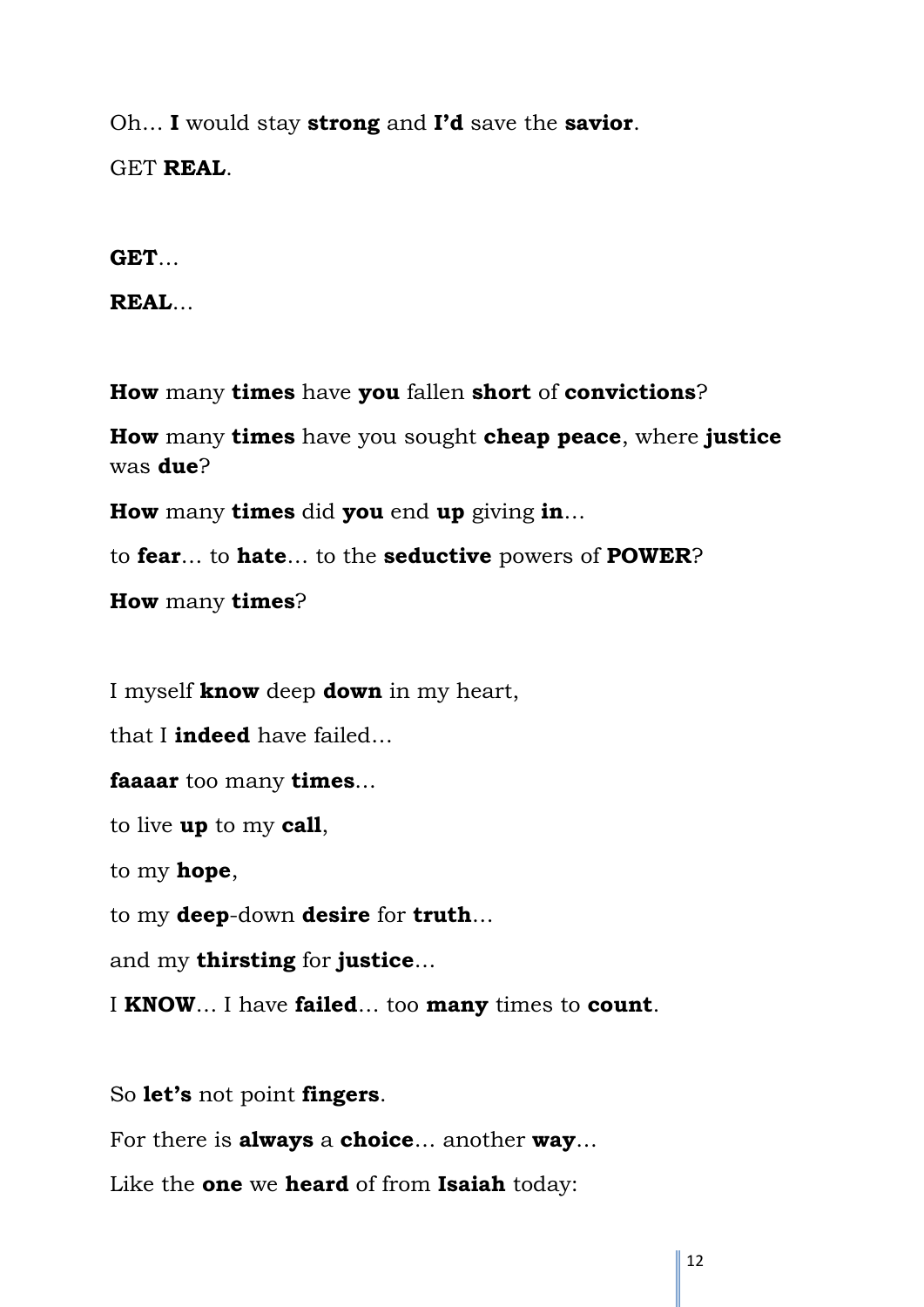Oh… **I** would stay **strong** and **I'd** save the **savior**.

GET **REAL**.

**GET**…

**REAL**…

**How** many **times** have **you** fallen **short** of **convictions**?

**How** many **times** have you sought **cheap peace**, where **justice** was **due**?

**How** many **times** did **you** end **up** giving **in**…

to **fear**… to **hate**… to the **seductive** powers of **POWER**?

**How** many **times**?

I myself **know** deep **down** in my heart,

that I **indeed** have failed…

**faaaar** too many **times**…

to live **up** to my **call**,

to my **hope**,

to my **deep**-down **desire** for **truth**…

and my **thirsting** for **justice**…

I **KNOW**… I have **failed**… too **many** times to **count**.

So **let's** not point **fingers**.

For there is **always** a **choice**… another **way**…

Like the **one** we **heard** of from **Isaiah** today: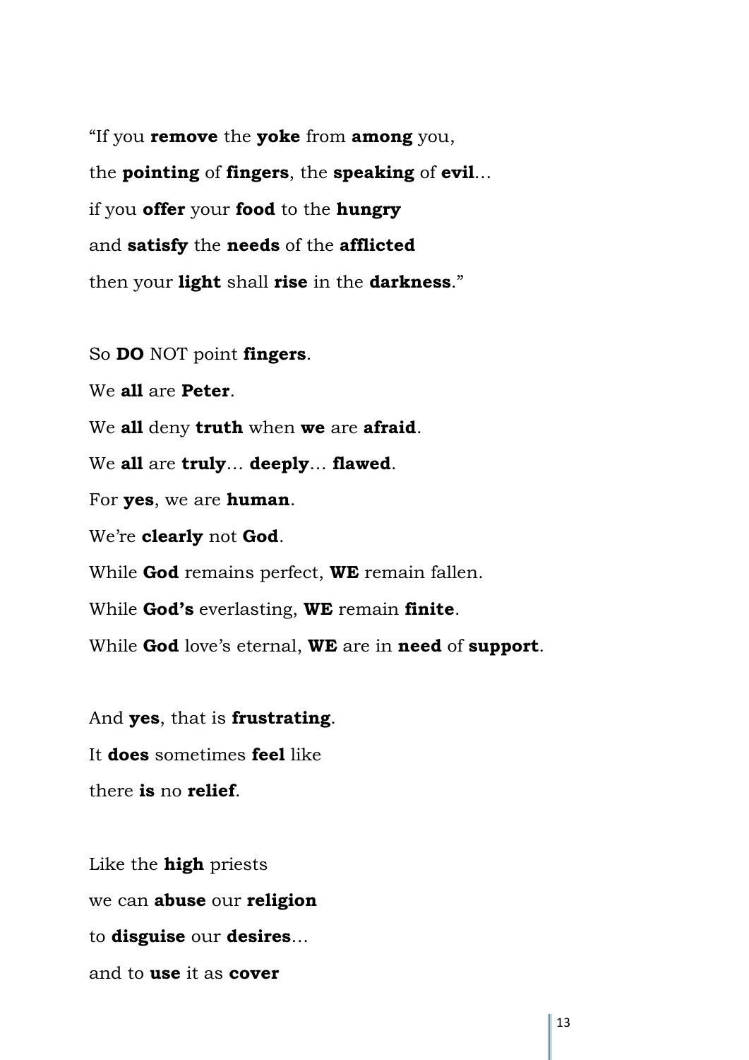"If you **remove** the **yoke** from **among** you,

the **pointing** of **fingers**, the **speaking** of **evil**…

if you **offer** your **food** to the **hungry**

and **satisfy** the **needs** of the **afflicted**

then your **light** shall **rise** in the **darkness**."

So **DO** NOT point **fingers**.

We **all** are **Peter**.

We **all** deny **truth** when **we** are **afraid**.

We **all** are **truly**… **deeply**… **flawed**.

For **yes**, we are **human**.

We're **clearly** not **God**.

While **God** remains perfect, **WE** remain fallen.

While **God's** everlasting, **WE** remain **finite**.

While **God** love's eternal, **WE** are in **need** of **support**.

And **yes**, that is **frustrating**.

It **does** sometimes **feel** like

there **is** no **relief**.

Like the **high** priests

we can **abuse** our **religion**

to **disguise** our **desires**…

and to **use** it as **cover**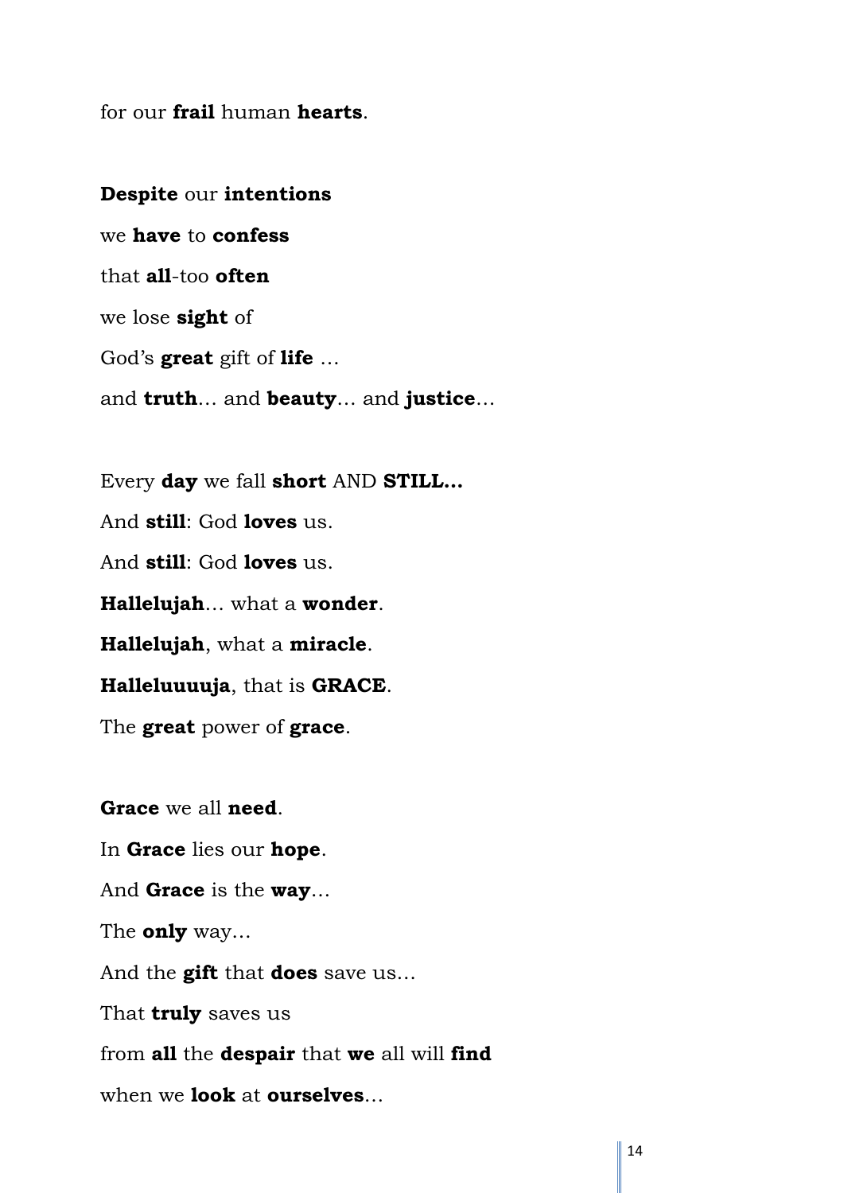for our **frail** human **hearts**.

**Despite** our **intentions**  
we **have** to **confess**  
that **all**-too **often**  
we lose **sight** of  
God's **great** gift of **life** …  
and **truth**… and **beauty**… and **justice**…

Every **day** we fall **short** AND **STILL…**  
And **still**: God **loves** us.  
And **still**: God **loves** us.  
**Hallelujah**… what a **wonder**.  
**Hallelujah**, what a **miracle**.  
**Halleluuuuja**, that is **GRACE**.  
The **great** power of **grace**.

**Grace** we all **need**.  
In **Grace** lies our **hope**.  
And **Grace** is the **way**…  
The **only** way…  
And the **gift** that **does** save us…  
That **truly** saves us  
from **all** the **despair** that **we** all will **find**  
when we **look** at **ourselves**…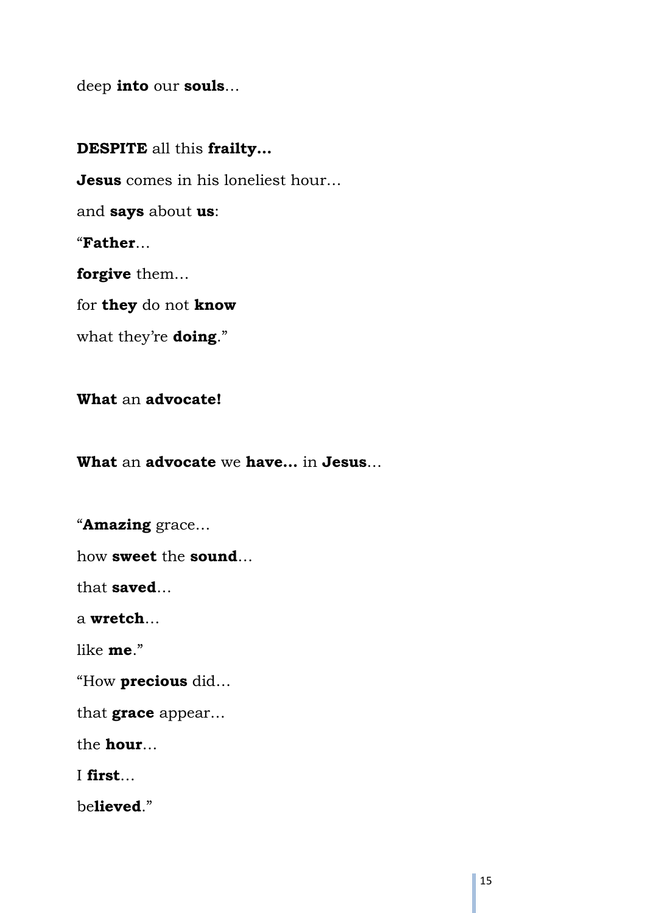deep **into** our **souls**…

**DESPITE** all this **frailty…**

**Jesus** comes in his loneliest hour…

and **says** about **us**:

"**Father**…

**forgive** them…

for **they** do not **know**

what they're **doing**."

**What** an **advocate!**

**What** an **advocate** we **have…** in **Jesus**…

"**Amazing** grace…

how **sweet** the **sound**…

that **saved**…

a **wretch**…

like **me**."

"How **precious** did…

that **grace** appear…

the **hour**…

I **first**…

be**lieved**."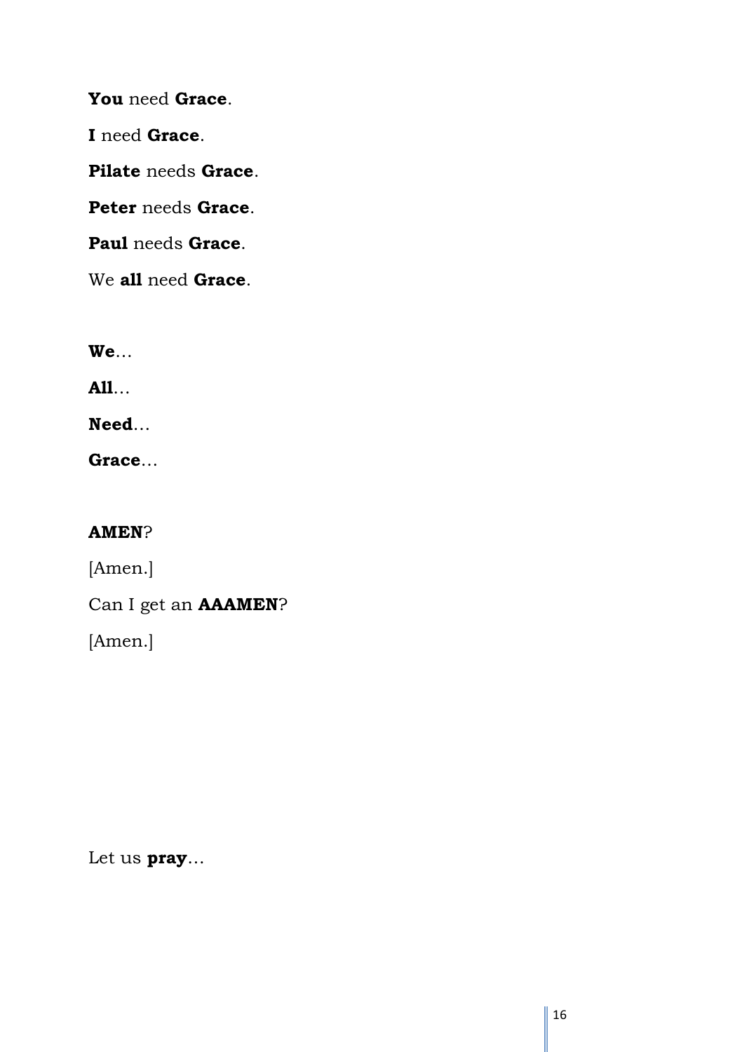**You** need **Grace**.

**I** need **Grace**.

**Pilate** needs **Grace**.

**Peter** needs **Grace**.

**Paul** needs **Grace**.

We **all** need **Grace**.

**We**…

**All**…

**Need**…

**Grace**…

**AMEN**?

[Amen.]

Can I get an **AAAMEN**?

[Amen.]

Let us **pray**…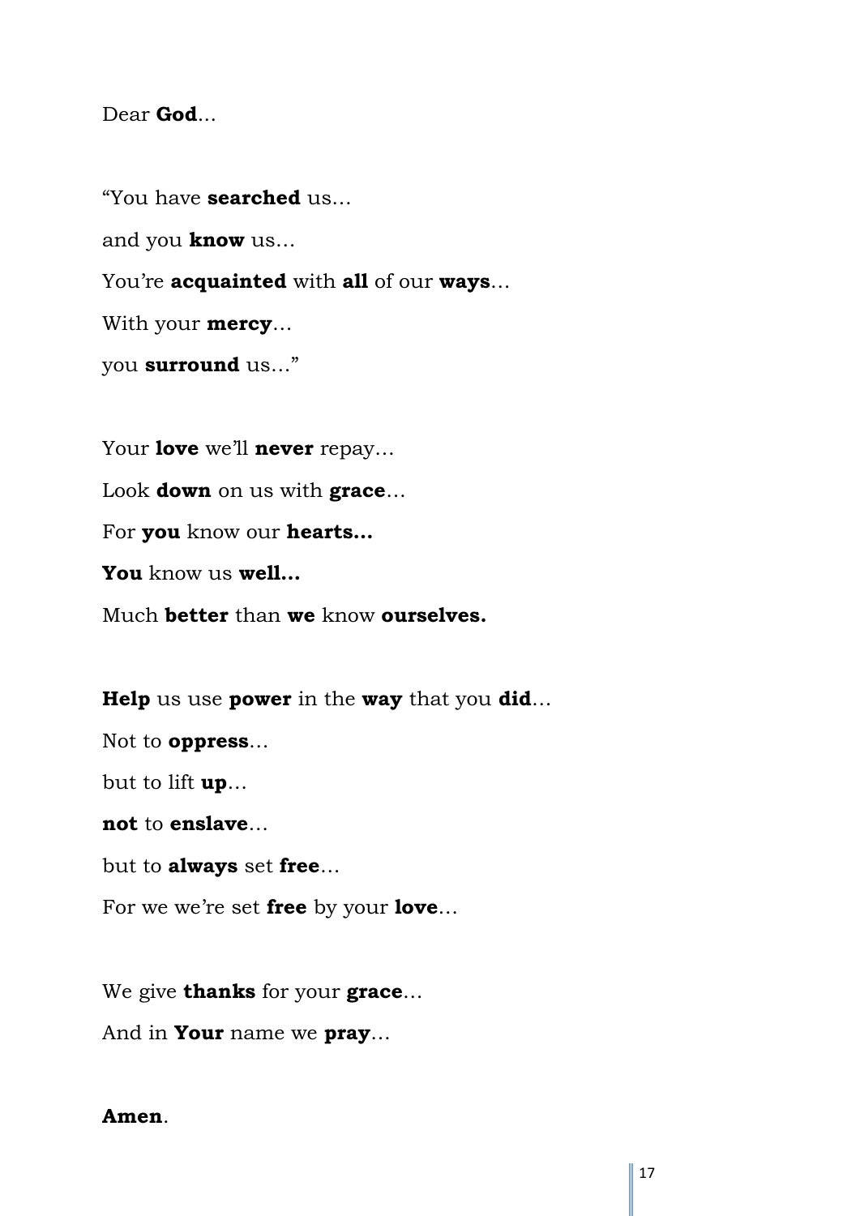Dear **God**…

“You have **searched** us…

and you **know** us…

You’re **acquainted** with **all** of our **ways**…

With your **mercy**…

you **surround** us…”

Your **love** we’ll **never** repay…

Look **down** on us with **grace**…

For **you** know our **hearts…**

**You** know us **well…**

Much **better** than **we** know **ourselves.**

**Help** us use **power** in the **way** that you **did**…

Not to **oppress**…

but to lift **up**…

**not** to **enslave**…

but to **always** set **free**…

For we we’re set **free** by your **love**…

We give **thanks** for your **grace**…

And in **Your** name we **pray**…

**Amen**.